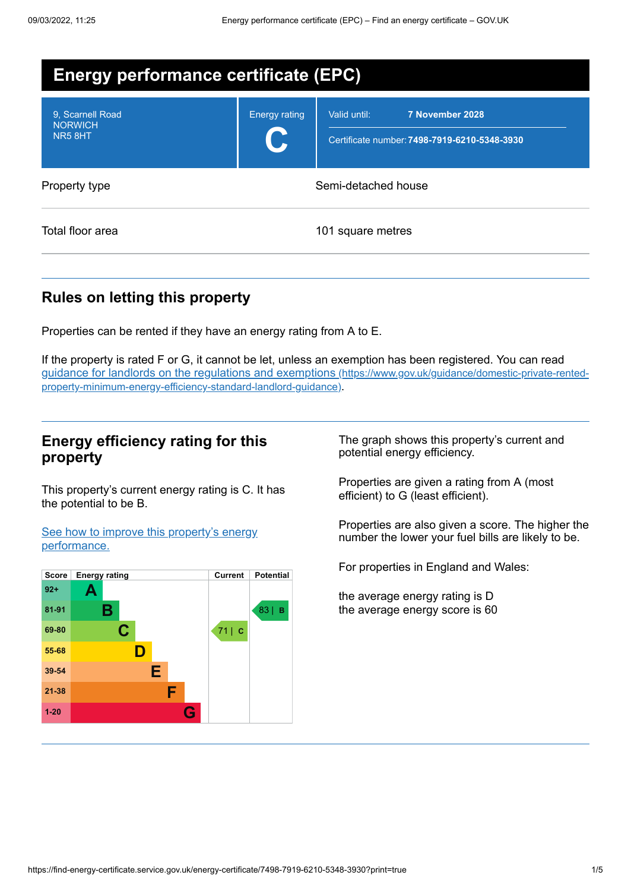# Energy performance certificate (EPC)

| | | |
|---|---|---|
| 9, Scarnell Road<br>NORWICH<br>NR5 8HT | Energy rating<br>**C** | Valid until: **7 November 2028**<br>Certificate number: **7498-7919-6210-5348-3930** |

| | |
|---|---|
| Property type | Semi-detached house |
| Total floor area | 101 square metres |

## Rules on letting this property

Properties can be rented if they have an energy rating from A to E.

If the property is rated F or G, it cannot be let, unless an exemption has been registered. You can read [guidance for landlords on the regulations and exemptions](https://www.gov.uk/guidance/domestic-private-rented-property-minimum-energy-efficiency-standard-landlord-guidance) (https://www.gov.uk/guidance/domestic-private-rented-property-minimum-energy-efficiency-standard-landlord-guidance).

## Energy efficiency rating for this property

This property's current energy rating is C. It has the potential to be B.

[See how to improve this property's energy performance.]()

| Score | Energy rating | Current | Potential |
|---|---|---|---|
| 92+ | A | | |
| 81-91 | B | | 83 \| B |
| 69-80 | C | 71 \| C | |
| 55-68 | D | | |
| 39-54 | E | | |
| 21-38 | F | | |
| 1-20 | G | | |

The graph shows this property's current and potential energy efficiency.

Properties are given a rating from A (most efficient) to G (least efficient).

Properties are also given a score. The higher the number the lower your fuel bills are likely to be.

For properties in England and Wales:

the average energy rating is D
the average energy score is 60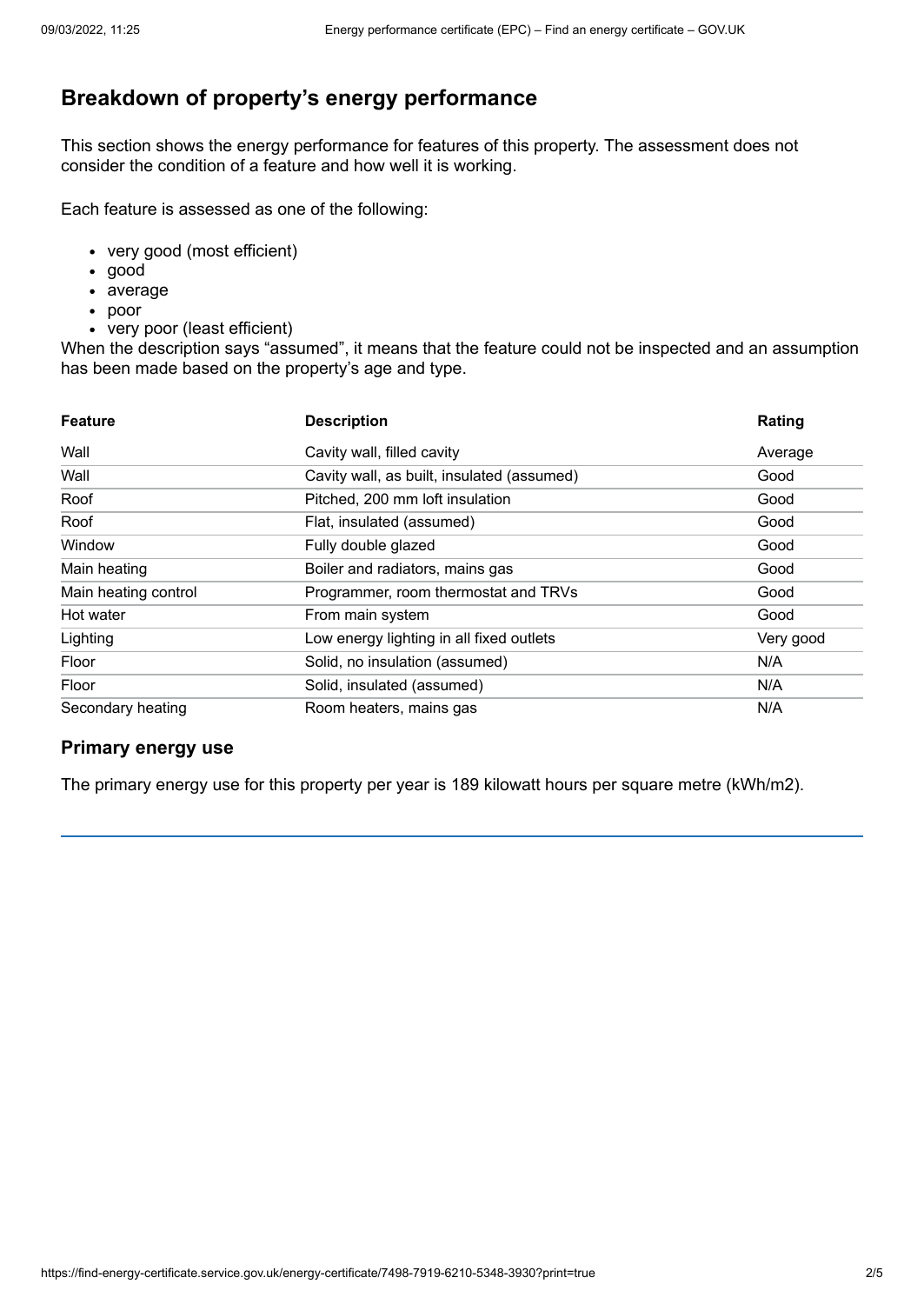## Breakdown of property's energy performance

This section shows the energy performance for features of this property. The assessment does not consider the condition of a feature and how well it is working.

Each feature is assessed as one of the following:

- very good (most efficient)
- good
- average
- poor
- very poor (least efficient)

When the description says "assumed", it means that the feature could not be inspected and an assumption has been made based on the property's age and type.

| Feature | Description | Rating |
|---|---|---|
| Wall | Cavity wall, filled cavity | Average |
| Wall | Cavity wall, as built, insulated (assumed) | Good |
| Roof | Pitched, 200 mm loft insulation | Good |
| Roof | Flat, insulated (assumed) | Good |
| Window | Fully double glazed | Good |
| Main heating | Boiler and radiators, mains gas | Good |
| Main heating control | Programmer, room thermostat and TRVs | Good |
| Hot water | From main system | Good |
| Lighting | Low energy lighting in all fixed outlets | Very good |
| Floor | Solid, no insulation (assumed) | N/A |
| Floor | Solid, insulated (assumed) | N/A |
| Secondary heating | Room heaters, mains gas | N/A |

### Primary energy use

The primary energy use for this property per year is 189 kilowatt hours per square metre (kWh/m2).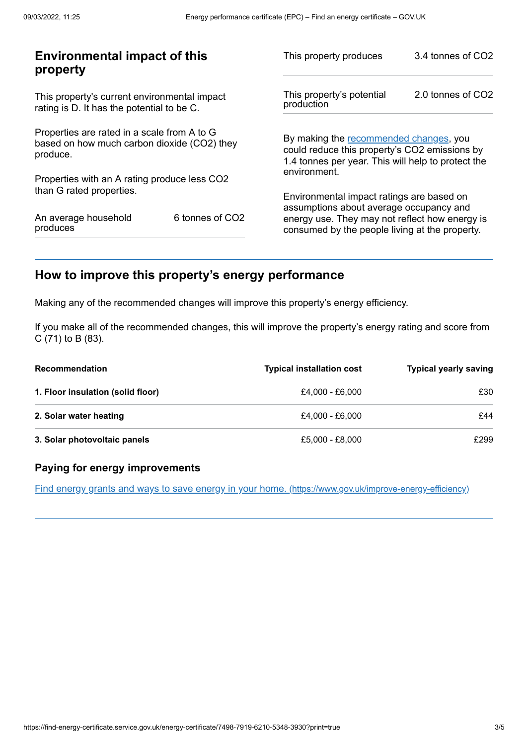## Environmental impact of this property

This property's current environmental impact rating is D. It has the potential to be C.

Properties are rated in a scale from A to G based on how much carbon dioxide ($CO_2$) they produce.

Properties with an A rating produce less $CO_2$ than G rated properties.

| | |
|---|---|
| An average household produces | 6 tonnes of $CO_2$ |

| | |
|---|---|
| This property produces | 3.4 tonnes of $CO_2$ |
| This property's potential production | 2.0 tonnes of $CO_2$ |

By making the recommended changes, you could reduce this property's $CO_2$ emissions by 1.4 tonnes per year. This will help to protect the environment.

Environmental impact ratings are based on assumptions about average occupancy and energy use. They may not reflect how energy is consumed by the people living at the property.

## How to improve this property's energy performance

Making any of the recommended changes will improve this property's energy efficiency.

If you make all of the recommended changes, this will improve the property's energy rating and score from C (71) to B (83).

| Recommendation | Typical installation cost | Typical yearly saving |
|---|---|---|
| **1. Floor insulation (solid floor)** | £4,000 - £6,000 | £30 |
| **2. Solar water heating** | £4,000 - £6,000 | £44 |
| **3. Solar photovoltaic panels** | £5,000 - £8,000 | £299 |

### Paying for energy improvements

[Find energy grants and ways to save energy in your home. (https://www.gov.uk/improve-energy-efficiency)](https://www.gov.uk/improve-energy-efficiency)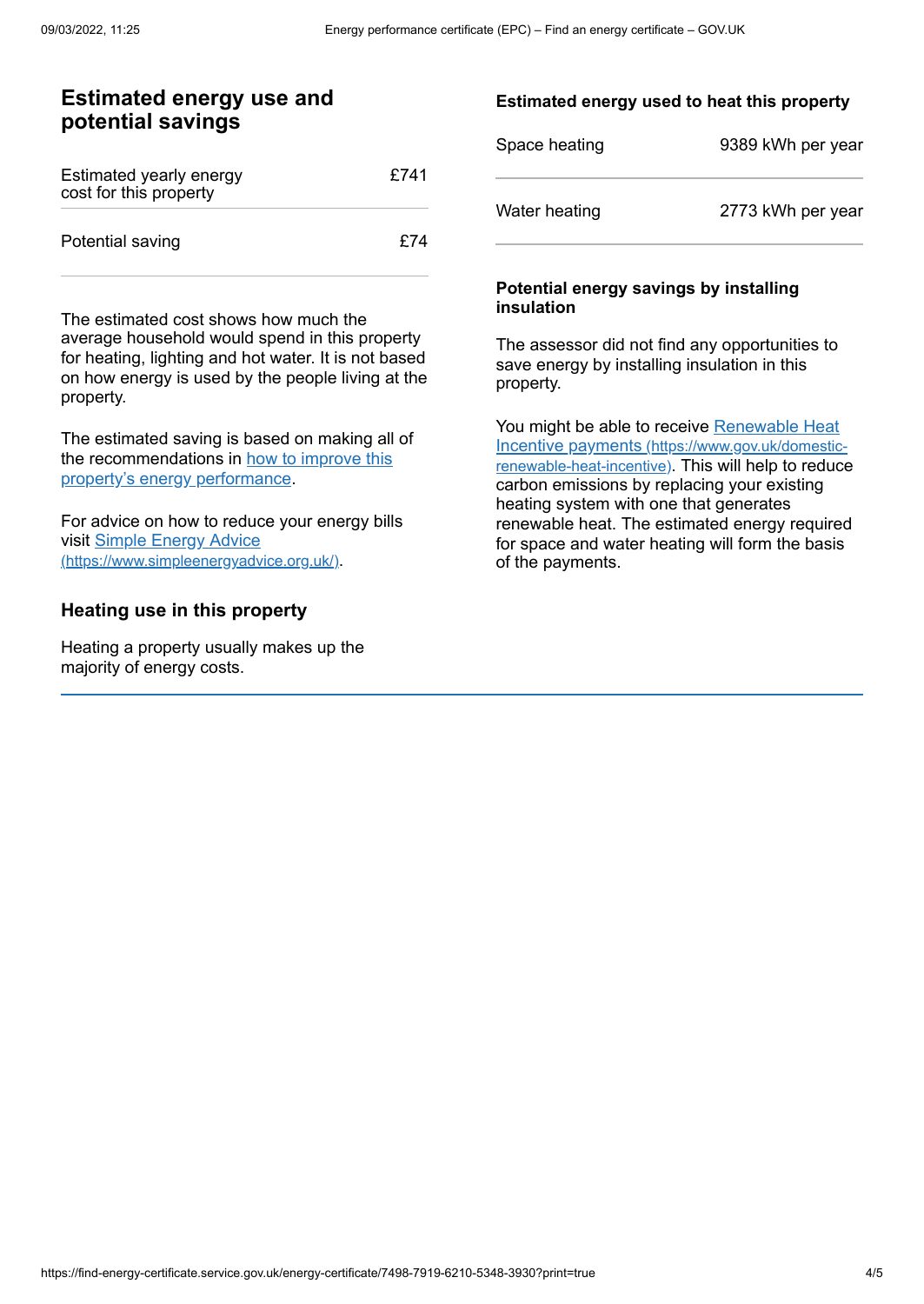## Estimated energy use and potential savings

| | |
|---|---|
| Estimated yearly energy cost for this property | £741 |
| Potential saving | £74 |

The estimated cost shows how much the average household would spend in this property for heating, lighting and hot water. It is not based on how energy is used by the people living at the property.

The estimated saving is based on making all of the recommendations in [how to improve this property's energy performance](#).

For advice on how to reduce your energy bills visit [Simple Energy Advice (https://www.simpleenergyadvice.org.uk/)](https://www.simpleenergyadvice.org.uk/).

## Heating use in this property

Heating a property usually makes up the majority of energy costs.

### Estimated energy used to heat this property

| | |
|---|---|
| Space heating | 9389 kWh per year |
| Water heating | 2773 kWh per year |

### Potential energy savings by installing insulation

The assessor did not find any opportunities to save energy by installing insulation in this property.

You might be able to receive [Renewable Heat Incentive payments (https://www.gov.uk/domestic-renewable-heat-incentive)](https://www.gov.uk/domestic-renewable-heat-incentive). This will help to reduce carbon emissions by replacing your existing heating system with one that generates renewable heat. The estimated energy required for space and water heating will form the basis of the payments.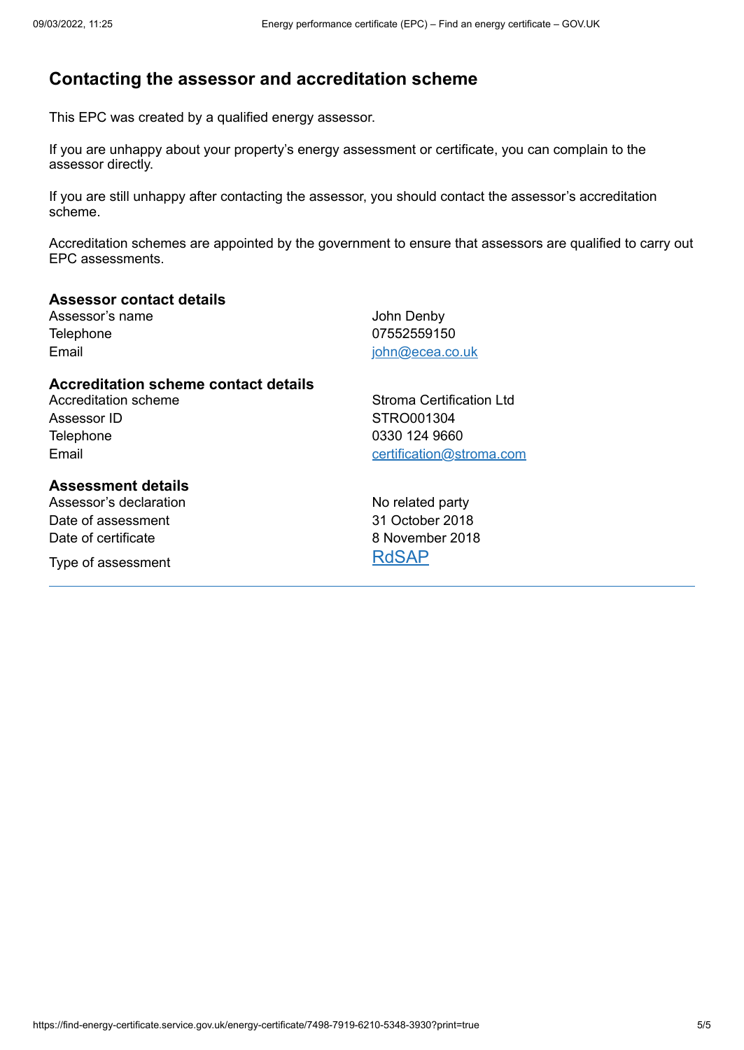## Contacting the assessor and accreditation scheme

This EPC was created by a qualified energy assessor.

If you are unhappy about your property's energy assessment or certificate, you can complain to the assessor directly.

If you are still unhappy after contacting the assessor, you should contact the assessor's accreditation scheme.

Accreditation schemes are appointed by the government to ensure that assessors are qualified to carry out EPC assessments.

### Assessor contact details

| | |
|---|---|
| Assessor's name | John Denby |
| Telephone | 07552559150 |
| Email | john@ecea.co.uk |

### Accreditation scheme contact details

| | |
|---|---|
| Accreditation scheme | Stroma Certification Ltd |
| Assessor ID | STRO001304 |
| Telephone | 0330 124 9660 |
| Email | certification@stroma.com |

### Assessment details

| | |
|---|---|
| Assessor's declaration | No related party |
| Date of assessment | 31 October 2018 |
| Date of certificate | 8 November 2018 |
| Type of assessment | RdSAP |